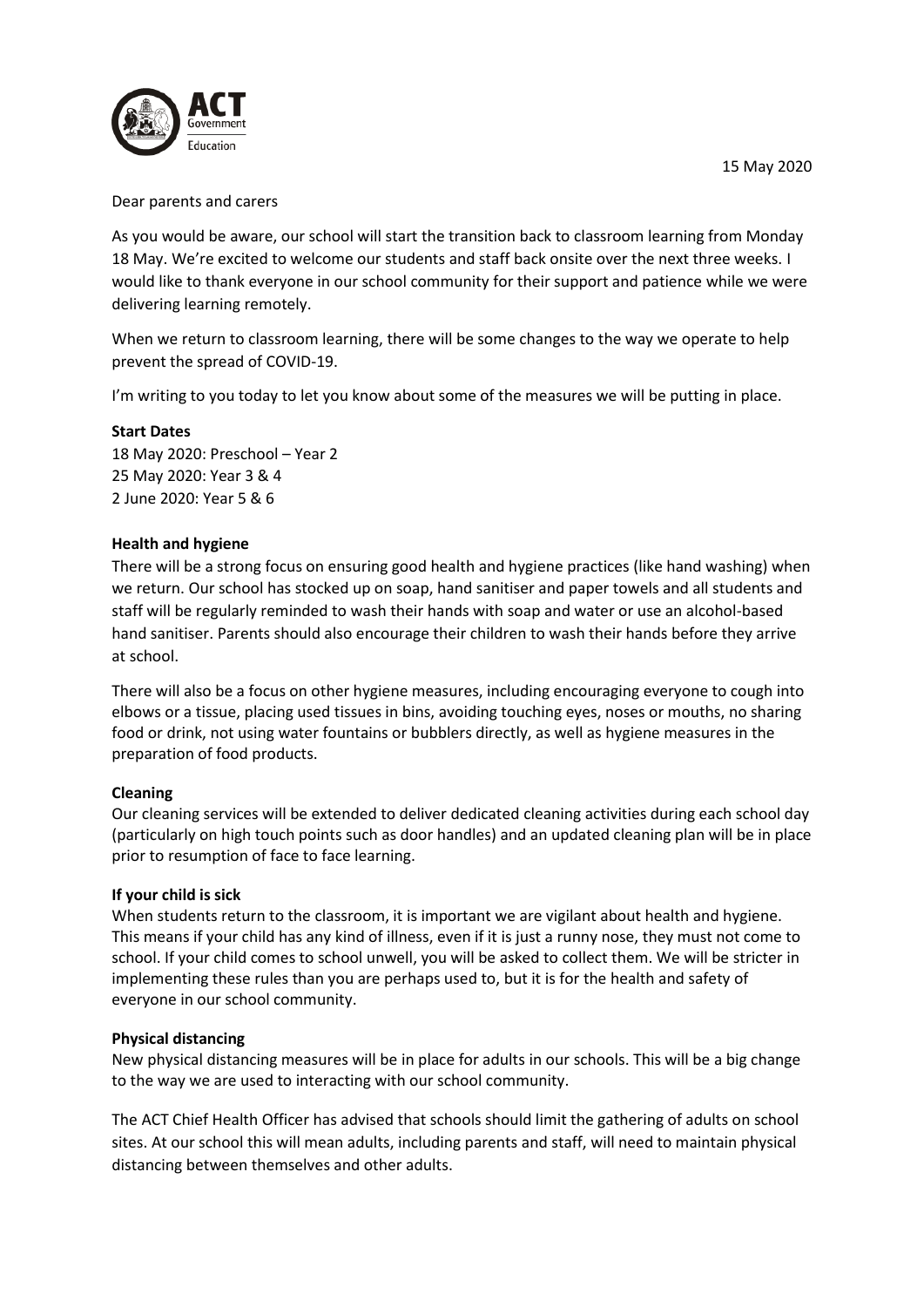15 May 2020

Dear parents and carers

As you would be aware, our school will start the transition back to classroom learning from Monday 18 May. We're excited to welcome our students and staff back onsite over the next three weeks. I would like to thank everyone in our school community for their support and patience while we were delivering learning remotely.

When we return to classroom learning, there will be some changes to the way we operate to help prevent the spread of COVID-19.

I'm writing to you today to let you know about some of the measures we will be putting in place.

**Start Dates**
18 May 2020: Preschool – Year 2
25 May 2020: Year 3 & 4
2 June 2020: Year 5 & 6

**Health and hygiene**
There will be a strong focus on ensuring good health and hygiene practices (like hand washing) when we return. Our school has stocked up on soap, hand sanitiser and paper towels and all students and staff will be regularly reminded to wash their hands with soap and water or use an alcohol-based hand sanitiser. Parents should also encourage their children to wash their hands before they arrive at school.

There will also be a focus on other hygiene measures, including encouraging everyone to cough into elbows or a tissue, placing used tissues in bins, avoiding touching eyes, noses or mouths, no sharing food or drink, not using water fountains or bubblers directly, as well as hygiene measures in the preparation of food products.

**Cleaning**
Our cleaning services will be extended to deliver dedicated cleaning activities during each school day (particularly on high touch points such as door handles) and an updated cleaning plan will be in place prior to resumption of face to face learning.

**If your child is sick**
When students return to the classroom, it is important we are vigilant about health and hygiene. This means if your child has any kind of illness, even if it is just a runny nose, they must not come to school. If your child comes to school unwell, you will be asked to collect them. We will be stricter in implementing these rules than you are perhaps used to, but it is for the health and safety of everyone in our school community.

**Physical distancing**
New physical distancing measures will be in place for adults in our schools. This will be a big change to the way we are used to interacting with our school community.

The ACT Chief Health Officer has advised that schools should limit the gathering of adults on school sites. At our school this will mean adults, including parents and staff, will need to maintain physical distancing between themselves and other adults.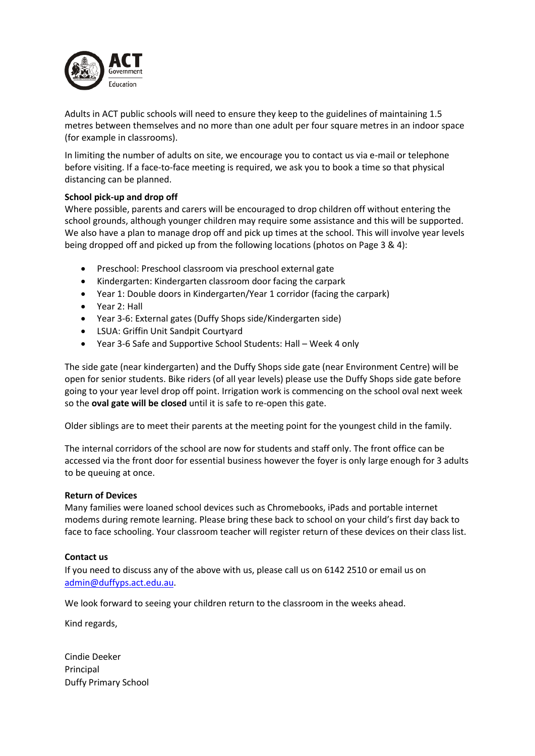Adults in ACT public schools will need to ensure they keep to the guidelines of maintaining 1.5 metres between themselves and no more than one adult per four square metres in an indoor space (for example in classrooms).

In limiting the number of adults on site, we encourage you to contact us via e-mail or telephone before visiting. If a face-to-face meeting is required, we ask you to book a time so that physical distancing can be planned.

**School pick-up and drop off**

Where possible, parents and carers will be encouraged to drop children off without entering the school grounds, although younger children may require some assistance and this will be supported. We also have a plan to manage drop off and pick up times at the school. This will involve year levels being dropped off and picked up from the following locations (photos on Page 3 & 4):

- Preschool: Preschool classroom via preschool external gate
- Kindergarten: Kindergarten classroom door facing the carpark
- Year 1: Double doors in Kindergarten/Year 1 corridor (facing the carpark)
- Year 2: Hall
- Year 3-6: External gates (Duffy Shops side/Kindergarten side)
- LSUA: Griffin Unit Sandpit Courtyard
- Year 3-6 Safe and Supportive School Students: Hall – Week 4 only

The side gate (near kindergarten) and the Duffy Shops side gate (near Environment Centre) will be open for senior students. Bike riders (of all year levels) please use the Duffy Shops side gate before going to your year level drop off point. Irrigation work is commencing on the school oval next week so the **oval gate will be closed** until it is safe to re-open this gate.

Older siblings are to meet their parents at the meeting point for the youngest child in the family.

The internal corridors of the school are now for students and staff only. The front office can be accessed via the front door for essential business however the foyer is only large enough for 3 adults to be queuing at once.

**Return of Devices**

Many families were loaned school devices such as Chromebooks, iPads and portable internet modems during remote learning. Please bring these back to school on your child's first day back to face to face schooling. Your classroom teacher will register return of these devices on their class list.

**Contact us**

If you need to discuss any of the above with us, please call us on 6142 2510 or email us on admin@duffyps.act.edu.au.

We look forward to seeing your children return to the classroom in the weeks ahead.

Kind regards,

Cindie Deeker
Principal
Duffy Primary School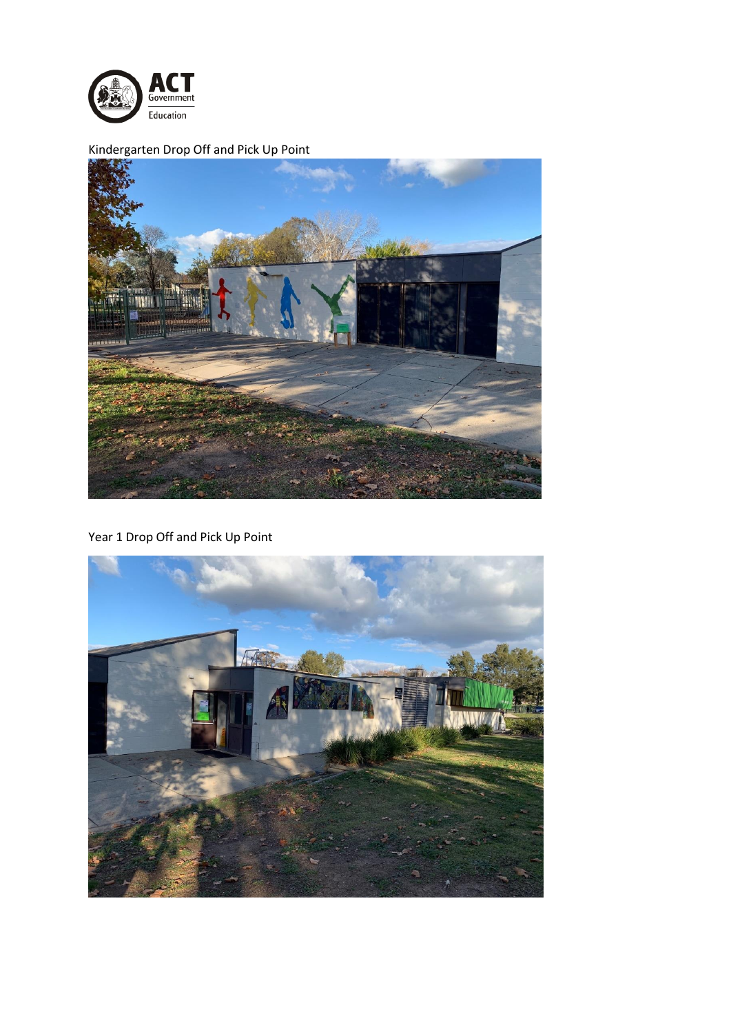Kindergarten Drop Off and Pick Up Point

Year 1 Drop Off and Pick Up Point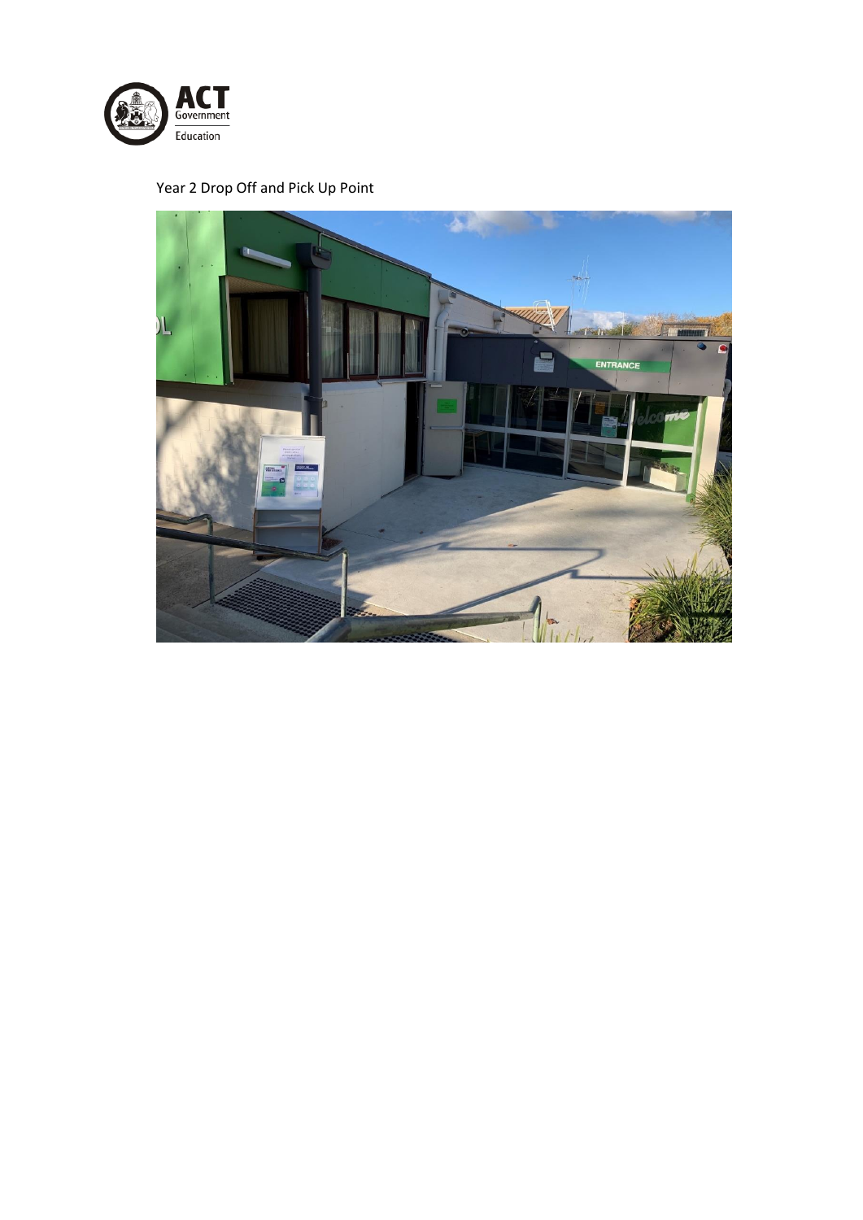Year 2 Drop Off and Pick Up Point